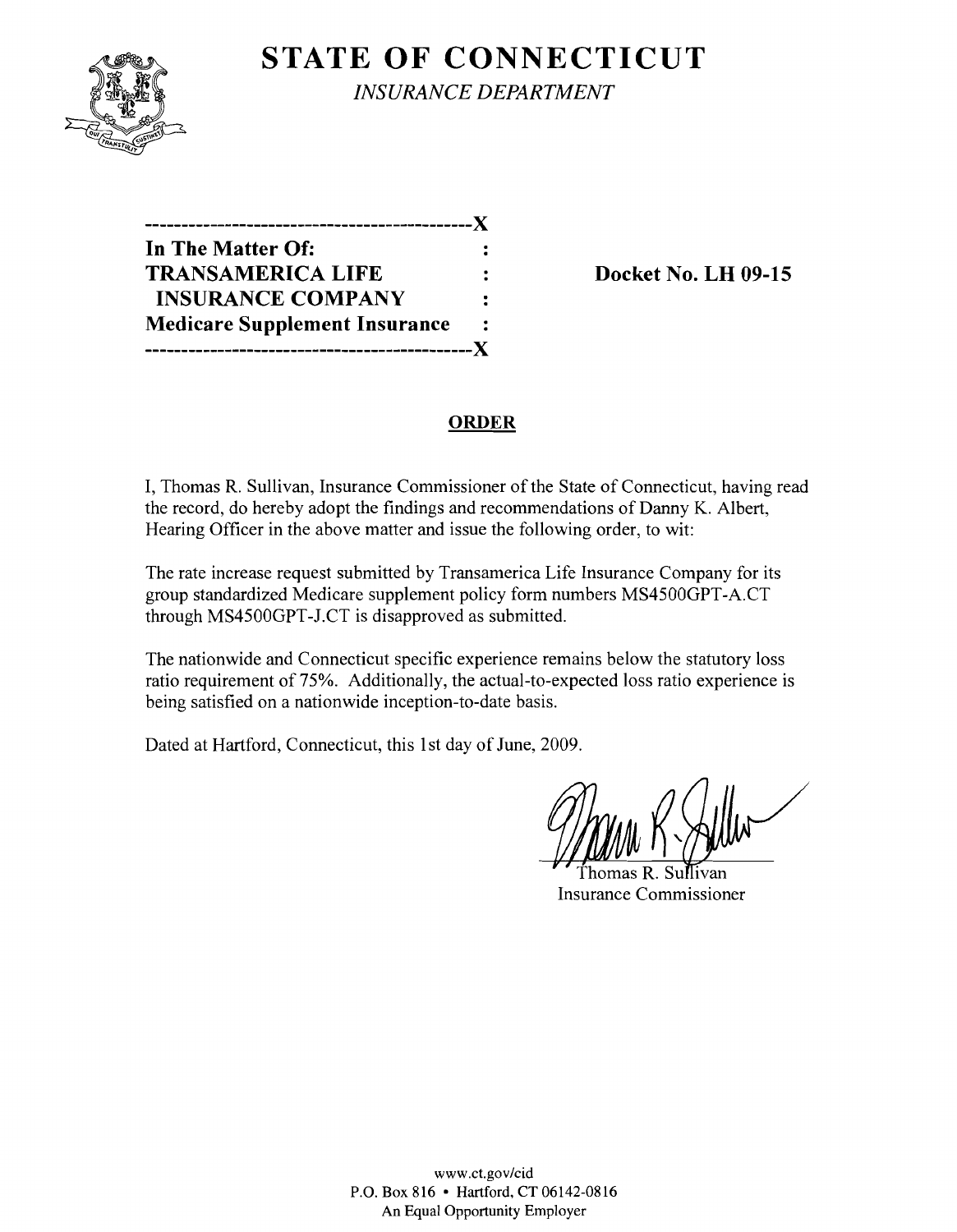# STATE OF CONNECTICUT

*INSURANCE DEPARTMENT*

---------------------------------------------X
**In The Matter Of:** :
**TRANSAMERICA LIFE** :
**INSURANCE COMPANY** :
**Medicare Supplement Insurance** :
---------------------------------------------X

**Docket No. LH 09-15**

## ORDER

I, Thomas R. Sullivan, Insurance Commissioner of the State of Connecticut, having read the record, do hereby adopt the findings and recommendations of Danny K. Albert, Hearing Officer in the above matter and issue the following order, to wit:

The rate increase request submitted by Transamerica Life Insurance Company for its group standardized Medicare supplement policy form numbers MS4500GPT-A.CT through MS4500GPT-J.CT is disapproved as submitted.

The nationwide and Connecticut specific experience remains below the statutory loss ratio requirement of 75%. Additionally, the actual-to-expected loss ratio experience is being satisfied on a nationwide inception-to-date basis.

Dated at Hartford, Connecticut, this 1st day of June, 2009.

Thomas R. Sullivan
Insurance Commissioner

www.ct.gov/cid
P.O. Box 816 • Hartford, CT 06142-0816
An Equal Opportunity Employer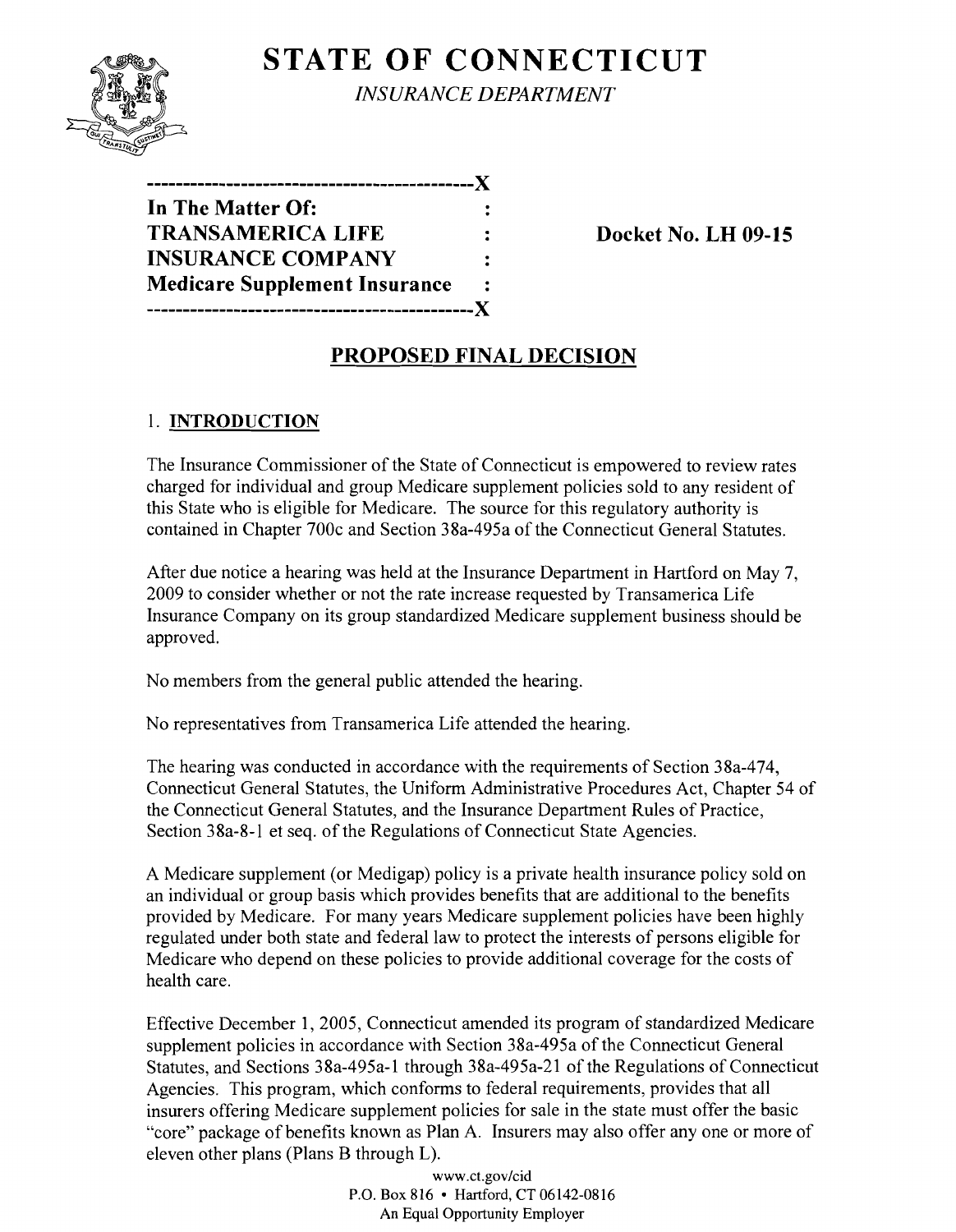# STATE OF CONNECTICUT

*INSURANCE DEPARTMENT*

```
--------------------------------------------X
In The Matter Of:                           :
TRANSAMERICA LIFE                           :
INSURANCE COMPANY                           :
Medicare Supplement Insurance               :
--------------------------------------------X
```

**Docket No. LH 09-15**

## PROPOSED FINAL DECISION

### 1. INTRODUCTION

The Insurance Commissioner of the State of Connecticut is empowered to review rates charged for individual and group Medicare supplement policies sold to any resident of this State who is eligible for Medicare. The source for this regulatory authority is contained in Chapter 700c and Section 38a-495a of the Connecticut General Statutes.

After due notice a hearing was held at the Insurance Department in Hartford on May 7, 2009 to consider whether or not the rate increase requested by Transamerica Life Insurance Company on its group standardized Medicare supplement business should be approved.

No members from the general public attended the hearing.

No representatives from Transamerica Life attended the hearing.

The hearing was conducted in accordance with the requirements of Section 38a-474, Connecticut General Statutes, the Uniform Administrative Procedures Act, Chapter 54 of the Connecticut General Statutes, and the Insurance Department Rules of Practice, Section 38a-8-1 et seq. of the Regulations of Connecticut State Agencies.

A Medicare supplement (or Medigap) policy is a private health insurance policy sold on an individual or group basis which provides benefits that are additional to the benefits provided by Medicare. For many years Medicare supplement policies have been highly regulated under both state and federal law to protect the interests of persons eligible for Medicare who depend on these policies to provide additional coverage for the costs of health care.

Effective December 1, 2005, Connecticut amended its program of standardized Medicare supplement policies in accordance with Section 38a-495a of the Connecticut General Statutes, and Sections 38a-495a-1 through 38a-495a-21 of the Regulations of Connecticut Agencies. This program, which conforms to federal requirements, provides that all insurers offering Medicare supplement policies for sale in the state must offer the basic "core" package of benefits known as Plan A. Insurers may also offer any one or more of eleven other plans (Plans B through L).

www.ct.gov/cid
P.O. Box 816 • Hartford, CT 06142-0816
An Equal Opportunity Employer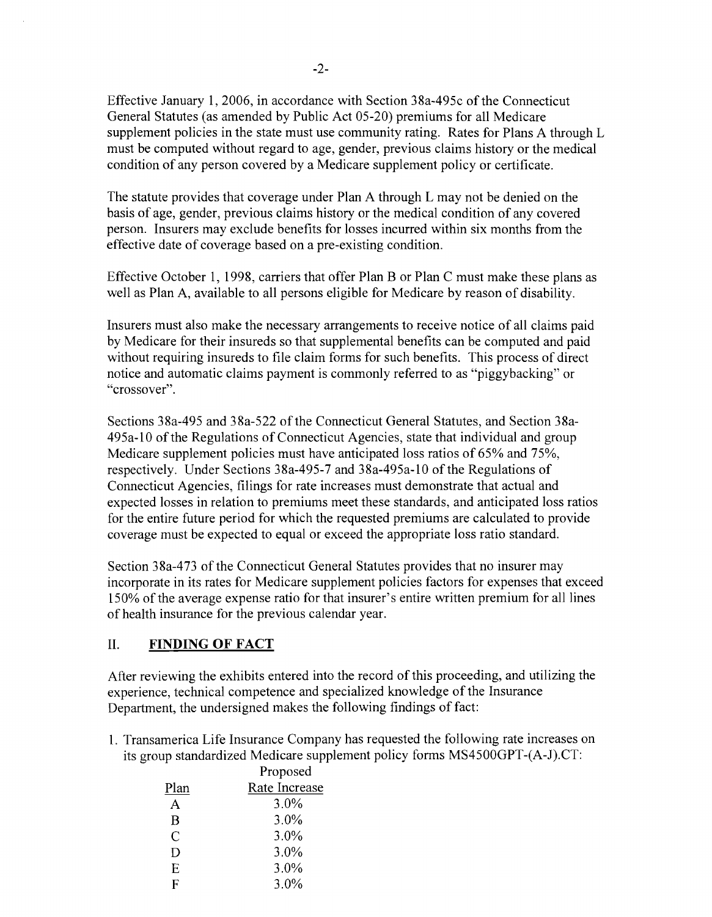Effective January 1, 2006, in accordance with Section 38a-495c of the Connecticut General Statutes (as amended by Public Act 05-20) premiums for all Medicare supplement policies in the state must use community rating. Rates for Plans A through L must be computed without regard to age, gender, previous claims history or the medical condition of any person covered by a Medicare supplement policy or certificate.

The statute provides that coverage under Plan A through L may not be denied on the basis of age, gender, previous claims history or the medical condition of any covered person. Insurers may exclude benefits for losses incurred within six months from the effective date of coverage based on a pre-existing condition.

Effective October 1, 1998, carriers that offer Plan B or Plan C must make these plans as well as Plan A, available to all persons eligible for Medicare by reason of disability.

Insurers must also make the necessary arrangements to receive notice of all claims paid by Medicare for their insureds so that supplemental benefits can be computed and paid without requiring insureds to file claim forms for such benefits. This process of direct notice and automatic claims payment is commonly referred to as "piggybacking" or "crossover".

Sections 38a-495 and 38a-522 of the Connecticut General Statutes, and Section 38a-495a-10 of the Regulations of Connecticut Agencies, state that individual and group Medicare supplement policies must have anticipated loss ratios of 65% and 75%, respectively. Under Sections 38a-495-7 and 38a-495a-10 of the Regulations of Connecticut Agencies, filings for rate increases must demonstrate that actual and expected losses in relation to premiums meet these standards, and anticipated loss ratios for the entire future period for which the requested premiums are calculated to provide coverage must be expected to equal or exceed the appropriate loss ratio standard.

Section 38a-473 of the Connecticut General Statutes provides that no insurer may incorporate in its rates for Medicare supplement policies factors for expenses that exceed 150% of the average expense ratio for that insurer's entire written premium for all lines of health insurance for the previous calendar year.

## II. FINDING OF FACT

After reviewing the exhibits entered into the record of this proceeding, and utilizing the experience, technical competence and specialized knowledge of the Insurance Department, the undersigned makes the following findings of fact:

1. Transamerica Life Insurance Company has requested the following rate increases on its group standardized Medicare supplement policy forms MS4500GPT-(A-J).CT:

| Plan | Proposed Rate Increase |
|---|---|
| A | 3.0% |
| B | 3.0% |
| C | 3.0% |
| D | 3.0% |
| E | 3.0% |
| F | 3.0% |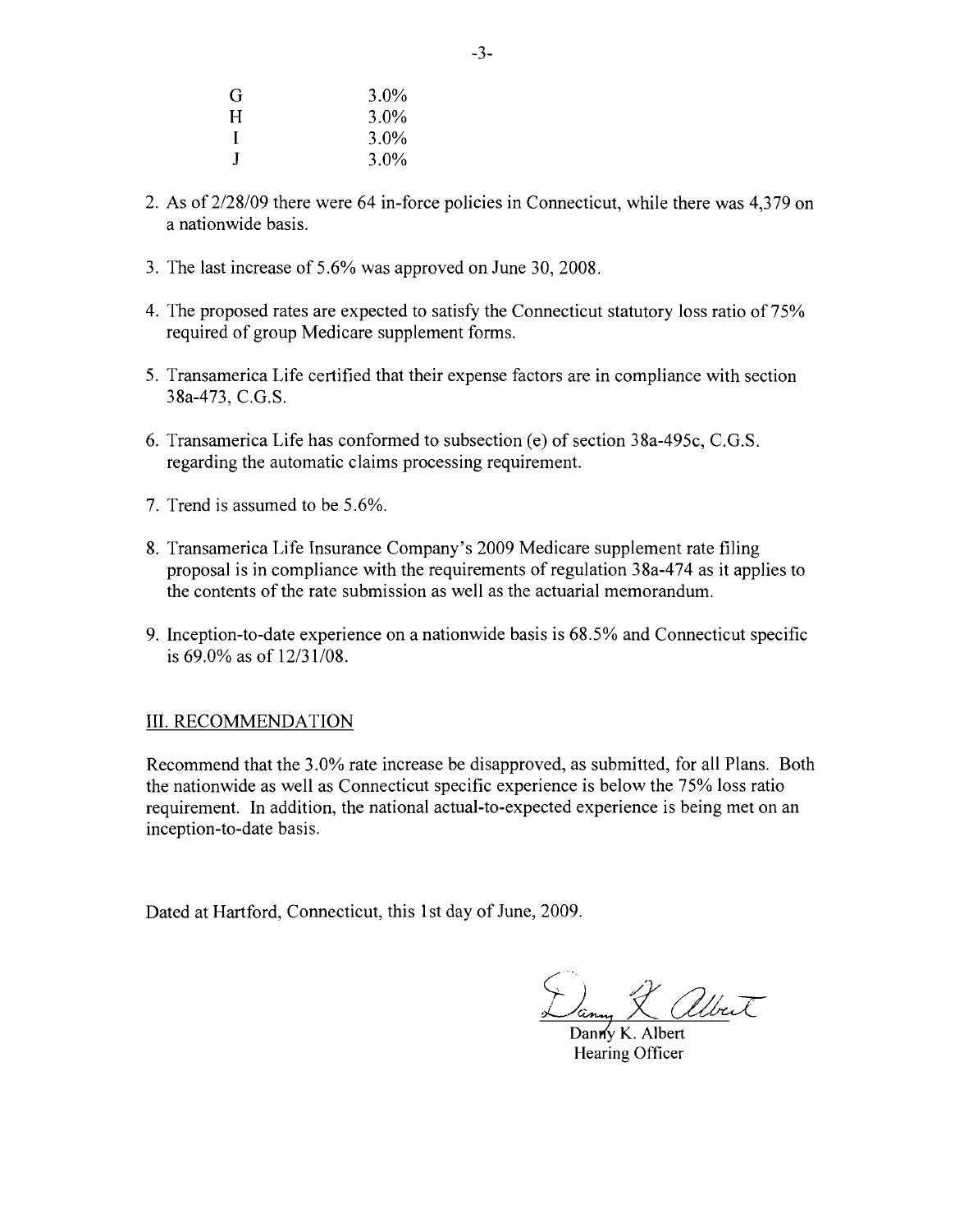| | |
|---|---|
| G | 3.0% |
| H | 3.0% |
| I | 3.0% |
| J | 3.0% |

2. As of 2/28/09 there were 64 in-force policies in Connecticut, while there was 4,379 on a nationwide basis.

3. The last increase of 5.6% was approved on June 30, 2008.

4. The proposed rates are expected to satisfy the Connecticut statutory loss ratio of 75% required of group Medicare supplement forms.

5. Transamerica Life certified that their expense factors are in compliance with section 38a-473, C.G.S.

6. Transamerica Life has conformed to subsection (e) of section 38a-495c, C.G.S. regarding the automatic claims processing requirement.

7. Trend is assumed to be 5.6%.

8. Transamerica Life Insurance Company's 2009 Medicare supplement rate filing proposal is in compliance with the requirements of regulation 38a-474 as it applies to the contents of the rate submission as well as the actuarial memorandum.

9. Inception-to-date experience on a nationwide basis is 68.5% and Connecticut specific is 69.0% as of 12/31/08.

## III. RECOMMENDATION

Recommend that the 3.0% rate increase be disapproved, as submitted, for all Plans. Both the nationwide as well as Connecticut specific experience is below the 75% loss ratio requirement. In addition, the national actual-to-expected experience is being met on an inception-to-date basis.

Dated at Hartford, Connecticut, this 1st day of June, 2009.

Danny K. Albert
Hearing Officer